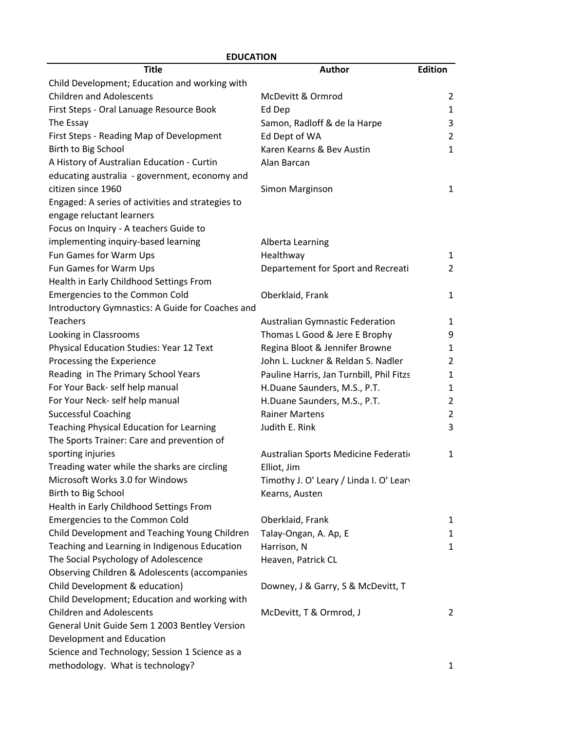**EDUCATION**

| Title | Author | Edition |
|---|---|---|
| Child Development; Education and working with Children and Adolescents | McDevitt & Ormrod | 2 |
| First Steps - Oral Lanuage Resource Book | Ed Dep | 1 |
| The Essay | Samon, Radloff & de la Harpe | 3 |
| First Steps - Reading Map of Development | Ed Dept of WA | 2 |
| Birth to Big School | Karen Kearns & Bev Austin | 1 |
| A History of Australian Education - Curtin | Alan Barcan | |
| educating australia - government, economy and citizen since 1960 | Simon Marginson | 1 |
| Engaged: A series of activities and strategies to engage reluctant learners | | |
| Focus on Inquiry - A teachers Guide to implementing inquiry-based learning | Alberta Learning | |
| Fun Games for Warm Ups | Healthway | 1 |
| Fun Games for Warm Ups | Departement for Sport and Recreati | 2 |
| Health in Early Childhood Settings From Emergencies to the Common Cold | Oberklaid, Frank | 1 |
| Introductory Gymnastics: A Guide for Coaches and Teachers | Australian Gymnastic Federation | 1 |
| Looking in Classrooms | Thomas L Good & Jere E Brophy | 9 |
| Physical Education Studies: Year 12 Text | Regina Bloot & Jennifer Browne | 1 |
| Processing the Experience | John L. Luckner & Reldan S. Nadler | 2 |
| Reading in The Primary School Years | Pauline Harris, Jan Turnbill, Phil Fitzs | 1 |
| For Your Back- self help manual | H.Duane Saunders, M.S., P.T. | 1 |
| For Your Neck- self help manual | H.Duane Saunders, M.S., P.T. | 2 |
| Successful Coaching | Rainer Martens | 2 |
| Teaching Physical Education for Learning | Judith E. Rink | 3 |
| The Sports Trainer: Care and prevention of sporting injuries | Australian Sports Medicine Federati | 1 |
| Treading water while the sharks are circling | Elliot, Jim | |
| Microsoft Works 3.0 for Windows | Timothy J. O' Leary / Linda I. O' Leary | |
| Birth to Big School | Kearns, Austen | |
| Health in Early Childhood Settings From Emergencies to the Common Cold | Oberklaid, Frank | 1 |
| Child Development and Teaching Young Children | Talay-Ongan, A. Ap, E | 1 |
| Teaching and Learning in Indigenous Education | Harrison, N | 1 |
| The Social Psychology of Adolescence | Heaven, Patrick CL | |
| Observing Children & Adolescents (accompanies Child Development & education) | Downey, J & Garry, S & McDevitt, T | |
| Child Development; Education and working with Children and Adolescents | McDevitt, T & Ormrod, J | 2 |
| General Unit Guide Sem 1 2003 Bentley Version Development and Education | | |
| Science and Technology; Session 1 Science as a methodology. What is technology? | | 1 |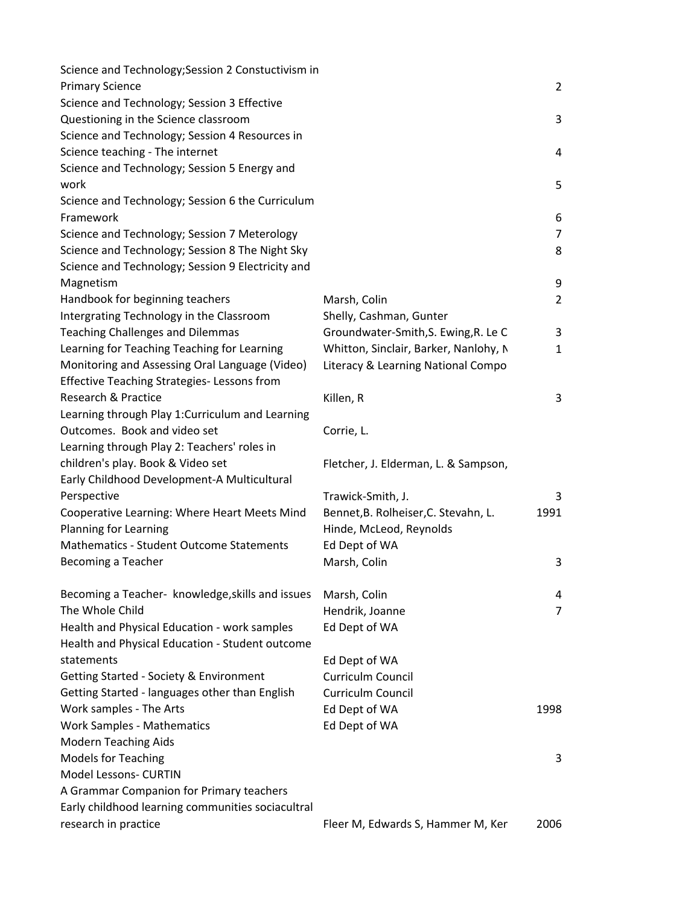| | | |
|---|---|---|
| Science and Technology;Session 2 Constuctivism in Primary Science | | 2 |
| Science and Technology; Session 3 Effective Questioning in the Science classroom | | 3 |
| Science and Technology; Session 4 Resources in Science teaching - The internet | | 4 |
| Science and Technology; Session 5 Energy and work | | 5 |
| Science and Technology; Session 6 the Curriculum Framework | | 6 |
| Science and Technology; Session 7 Meterology | | 7 |
| Science and Technology; Session 8 The Night Sky | | 8 |
| Science and Technology; Session 9 Electricity and Magnetism | | 9 |
| Handbook for beginning teachers | Marsh, Colin | 2 |
| Intergrating Technology in the Classroom | Shelly, Cashman, Gunter | |
| Teaching Challenges and Dilemmas | Groundwater-Smith,S. Ewing,R. Le C | 3 |
| Learning for Teaching Teaching for Learning | Whitton, Sinclair, Barker, Nanlohy, N | 1 |
| Monitoring and Assessing Oral Language (Video) | Literacy & Learning National Compo | |
| Effective Teaching Strategies- Lessons from Research & Practice | Killen, R | 3 |
| Learning through Play 1:Curriculum and Learning Outcomes. Book and video set | Corrie, L. | |
| Learning through Play 2: Teachers' roles in children's play. Book & Video set | Fletcher, J. Elderman, L. & Sampson, | |
| Early Childhood Development-A Multicultural Perspective | Trawick-Smith, J. | 3 |
| Cooperative Learning: Where Heart Meets Mind | Bennet,B. Rolheiser,C. Stevahn, L. | 1991 |
| Planning for Learning | Hinde, McLeod, Reynolds | |
| Mathematics - Student Outcome Statements | Ed Dept of WA | |
| Becoming a Teacher | Marsh, Colin | 3 |
| Becoming a Teacher- knowledge,skills and issues | Marsh, Colin | 4 |
| The Whole Child | Hendrik, Joanne | 7 |
| Health and Physical Education - work samples | Ed Dept of WA | |
| Health and Physical Education - Student outcome statements | Ed Dept of WA | |
| Getting Started - Society & Environment | Curriculm Council | |
| Getting Started - languages other than English | Curriculm Council | |
| Work samples - The Arts | Ed Dept of WA | 1998 |
| Work Samples - Mathematics | Ed Dept of WA | |
| Modern Teaching Aids | | |
| Models for Teaching | | 3 |
| Model Lessons- CURTIN | | |
| A Grammar Companion for Primary teachers | | |
| Early childhood learning communities sociacultral research in practice | Fleer M, Edwards S, Hammer M, Ker | 2006 |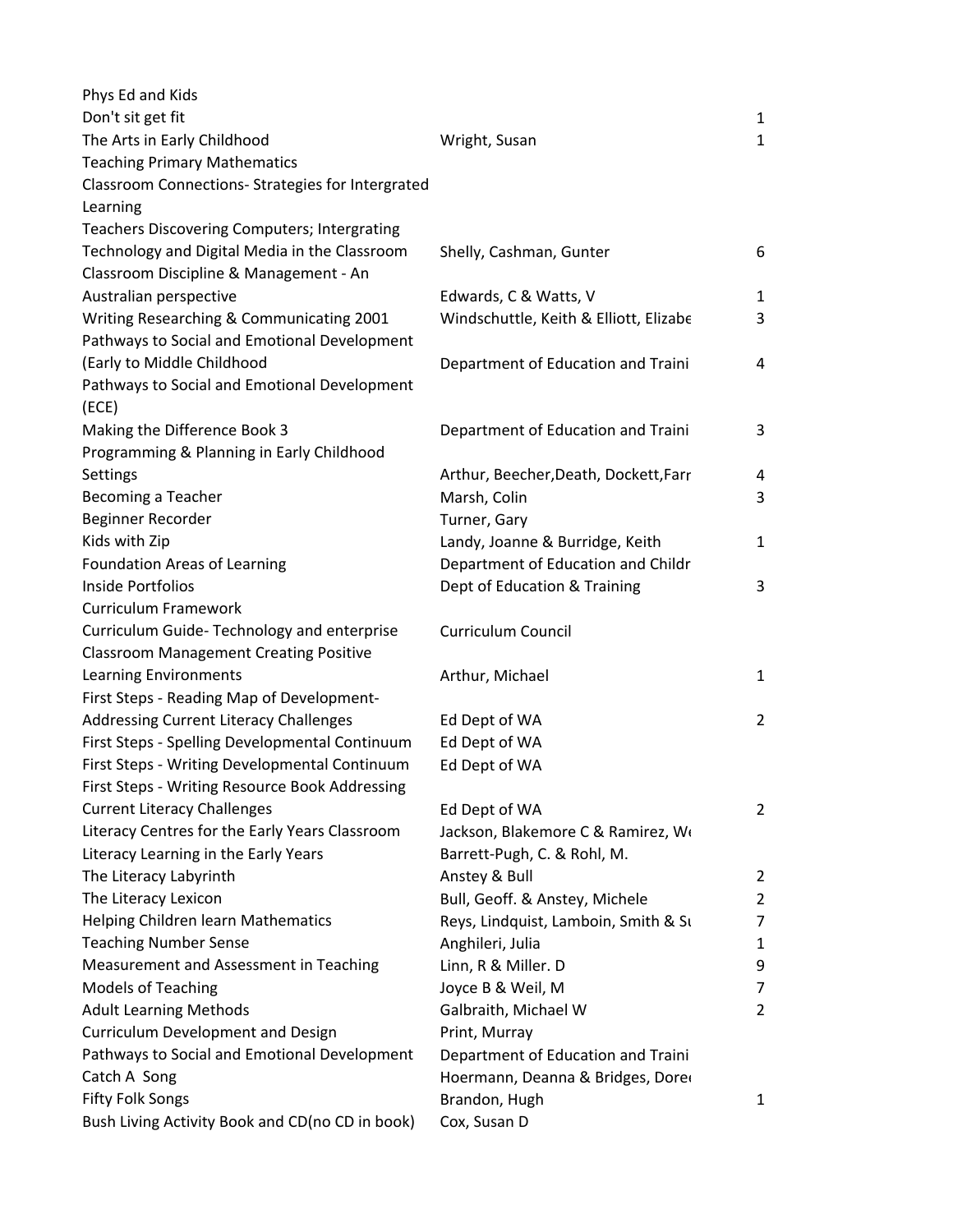| | | |
|---|---|---|
| Phys Ed and Kids | | |
| Don't sit get fit | | 1 |
| The Arts in Early Childhood | Wright, Susan | 1 |
| Teaching Primary Mathematics | | |
| Classroom Connections- Strategies for Intergrated Learning | | |
| Teachers Discovering Computers; Intergrating Technology and Digital Media in the Classroom | Shelly, Cashman, Gunter | 6 |
| Classroom Discipline & Management - An Australian perspective | Edwards, C & Watts, V | 1 |
| Writing Researching & Communicating 2001 | Windschuttle, Keith & Elliott, Elizabe | 3 |
| Pathways to Social and Emotional Development (Early to Middle Childhood | Department of Education and Traini | 4 |
| Pathways to Social and Emotional Development (ECE) | | |
| Making the Difference Book 3 | Department of Education and Traini | 3 |
| Programming & Planning in Early Childhood Settings | Arthur, Beecher,Death, Dockett,Farr | 4 |
| Becoming a Teacher | Marsh, Colin | 3 |
| Beginner Recorder | Turner, Gary | |
| Kids with Zip | Landy, Joanne & Burridge, Keith | 1 |
| Foundation Areas of Learning | Department of Education and Childr | |
| Inside Portfolios | Dept of Education & Training | 3 |
| Curriculum Framework | | |
| Curriculum Guide- Technology and enterprise | Curriculum Council | |
| Classroom Management Creating Positive Learning Environments | Arthur, Michael | 1 |
| First Steps - Reading Map of Development- Addressing Current Literacy Challenges | Ed Dept of WA | 2 |
| First Steps - Spelling Developmental Continuum | Ed Dept of WA | |
| First Steps - Writing Developmental Continuum | Ed Dept of WA | |
| First Steps - Writing Resource Book Addressing Current Literacy Challenges | Ed Dept of WA | 2 |
| Literacy Centres for the Early Years Classroom | Jackson, Blakemore C & Ramirez, W | |
| Literacy Learning in the Early Years | Barrett-Pugh, C. & Rohl, M. | |
| The Literacy Labyrinth | Anstey & Bull | 2 |
| The Literacy Lexicon | Bull, Geoff. & Anstey, Michele | 2 |
| Helping Children learn Mathematics | Reys, Lindquist, Lamboin, Smith & Su | 7 |
| Teaching Number Sense | Anghileri, Julia | 1 |
| Measurement and Assessment in Teaching | Linn, R & Miller. D | 9 |
| Models of Teaching | Joyce B & Weil, M | 7 |
| Adult Learning Methods | Galbraith, Michael W | 2 |
| Curriculum Development and Design | Print, Murray | |
| Pathways to Social and Emotional Development | Department of Education and Traini | |
| Catch A Song | Hoermann, Deanna & Bridges, Dore | |
| Fifty Folk Songs | Brandon, Hugh | 1 |
| Bush Living Activity Book and CD(no CD in book) | Cox, Susan D | |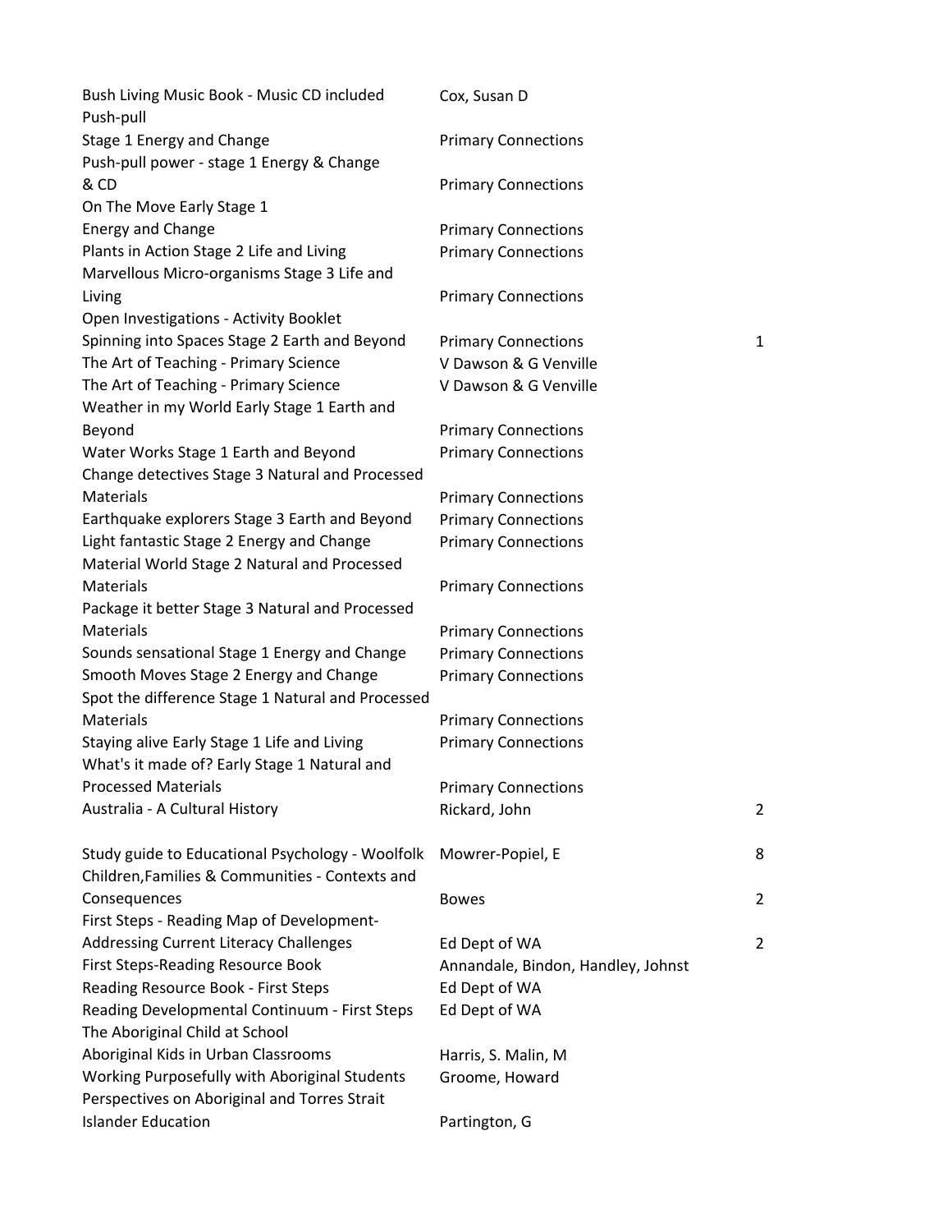| | | |
|---|---|---|
| Bush Living Music Book - Music CD included | Cox, Susan D | |
| Push-pull Stage 1 Energy and Change | Primary Connections | |
| Push-pull power - stage 1 Energy & Change & CD | Primary Connections | |
| On The Move Early Stage 1 Energy and Change | Primary Connections | |
| Plants in Action Stage 2 Life and Living | Primary Connections | |
| Marvellous Micro-organisms Stage 3 Life and Living | Primary Connections | |
| Open Investigations - Activity Booklet Spinning into Spaces Stage 2 Earth and Beyond | Primary Connections | 1 |
| The Art of Teaching - Primary Science | V Dawson & G Venville | |
| The Art of Teaching - Primary Science | V Dawson & G Venville | |
| Weather in my World Early Stage 1 Earth and Beyond | Primary Connections | |
| Water Works Stage 1 Earth and Beyond | Primary Connections | |
| Change detectives Stage 3 Natural and Processed Materials | Primary Connections | |
| Earthquake explorers Stage 3 Earth and Beyond | Primary Connections | |
| Light fantastic Stage 2 Energy and Change | Primary Connections | |
| Material World Stage 2 Natural and Processed Materials | Primary Connections | |
| Package it better Stage 3 Natural and Processed Materials | Primary Connections | |
| Sounds sensational Stage 1 Energy and Change | Primary Connections | |
| Smooth Moves Stage 2 Energy and Change | Primary Connections | |
| Spot the difference Stage 1 Natural and Processed Materials | Primary Connections | |
| Staying alive Early Stage 1 Life and Living | Primary Connections | |
| What's it made of? Early Stage 1 Natural and Processed Materials | Primary Connections | |
| Australia - A Cultural History | Rickard, John | 2 |
| Study guide to Educational Psychology - Woolfolk | Mowrer-Popiel, E | 8 |
| Children,Families & Communities - Contexts and Consequences | Bowes | 2 |
| First Steps - Reading Map of Development-Addressing Current Literacy Challenges | Ed Dept of WA | 2 |
| First Steps-Reading Resource Book | Annandale, Bindon, Handley, Johnst | |
| Reading Resource Book - First Steps | Ed Dept of WA | |
| Reading Developmental Continuum - First Steps | Ed Dept of WA | |
| The Aboriginal Child at School Aboriginal Kids in Urban Classrooms | Harris, S. Malin, M | |
| Working Purposefully with Aboriginal Students | Groome, Howard | |
| Perspectives on Aboriginal and Torres Strait Islander Education | Partington, G | |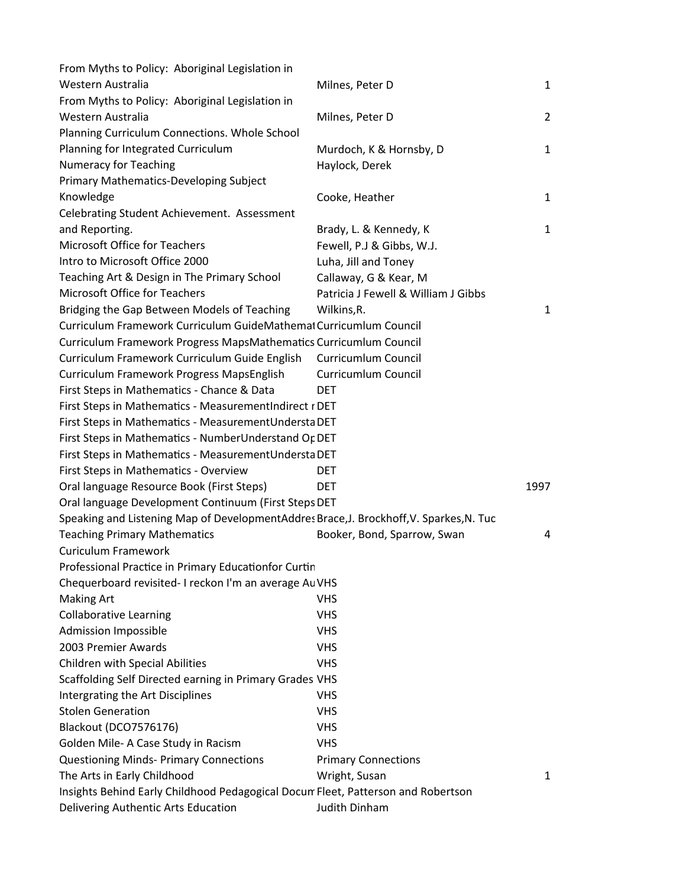| | | |
|---|---|---|
| From Myths to Policy: Aboriginal Legislation in Western Australia | Milnes, Peter D | 1 |
| From Myths to Policy: Aboriginal Legislation in Western Australia | Milnes, Peter D | 2 |
| Planning Curriculum Connections. Whole School Planning for Integrated Curriculum | Murdoch, K & Hornsby, D | 1 |
| Numeracy for Teaching | Haylock, Derek | |
| Primary Mathematics-Developing Subject Knowledge | Cooke, Heather | 1 |
| Celebrating Student Achievement. Assessment and Reporting. | Brady, L. & Kennedy, K | 1 |
| Microsoft Office for Teachers | Fewell, P.J & Gibbs, W.J. | |
| Intro to Microsoft Office 2000 | Luha, Jill and Toney | |
| Teaching Art & Design in The Primary School | Callaway, G & Kear, M | |
| Microsoft Office for Teachers | Patricia J Fewell & William J Gibbs | |
| Bridging the Gap Between Models of Teaching | Wilkins,R. | 1 |
| Curriculum Framework Curriculum GuideMathemat | Curricumlum Council | |
| Curriculum Framework Progress MapsMathematics | Curricumlum Council | |
| Curriculum Framework Curriculum Guide English | Curricumlum Council | |
| Curriculum Framework Progress MapsEnglish | Curricumlum Council | |
| First Steps in Mathematics - Chance & Data | DET | |
| First Steps in Mathematics - MeasurementIndirect r | DET | |
| First Steps in Mathematics - MeasurementUndersta | DET | |
| First Steps in Mathematics - NumberUnderstand Op | DET | |
| First Steps in Mathematics - MeasurementUndersta | DET | |
| First Steps in Mathematics - Overview | DET | |
| Oral language Resource Book (First Steps) | DET | 1997 |
| Oral language Development Continuum (First Steps | DET | |
| Speaking and Listening Map of DevelopmentAddres | Brace,J. Brockhoff,V. Sparkes,N. Tuc | |
| Teaching Primary Mathematics | Booker, Bond, Sparrow, Swan | 4 |
| Curiculum Framework | | |
| Professional Practice in Primary Educationfor Curtin | | |
| Chequerboard revisited- I reckon I'm an average Au | VHS | |
| Making Art | VHS | |
| Collaborative Learning | VHS | |
| Admission Impossible | VHS | |
| 2003 Premier Awards | VHS | |
| Children with Special Abilities | VHS | |
| Scaffolding Self Directed earning in Primary Grades | VHS | |
| Intergrating the Art Disciplines | VHS | |
| Stolen Generation | VHS | |
| Blackout (DCO7576176) | VHS | |
| Golden Mile- A Case Study in Racism | VHS | |
| Questioning Minds- Primary Connections | Primary Connections | |
| The Arts in Early Childhood | Wright, Susan | 1 |
| Insights Behind Early Childhood Pedagogical Docum | Fleet, Patterson and Robertson | |
| Delivering Authentic Arts Education | Judith Dinham | |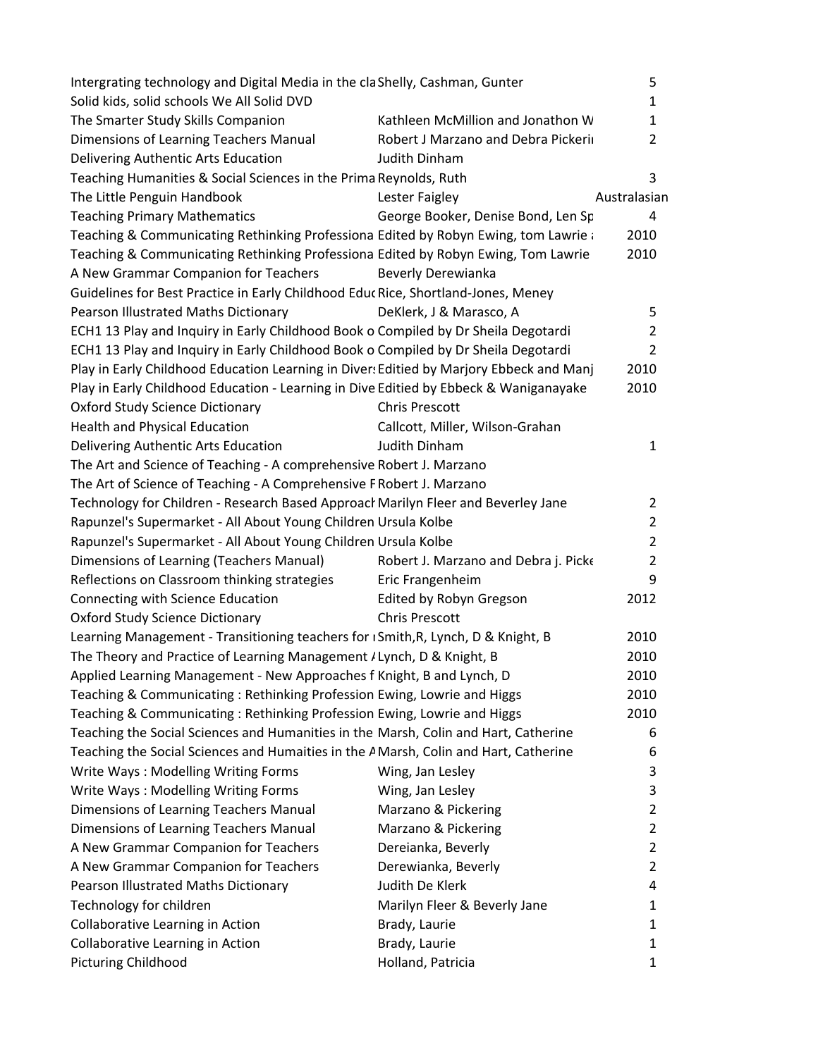| | | |
|---|---|---|
| Intergrating technology and Digital Media in the cla | Shelly, Cashman, Gunter | 5 |
| Solid kids, solid schools We All Solid DVD | | 1 |
| The Smarter Study Skills Companion | Kathleen McMillion and Jonathon W | 1 |
| Dimensions of Learning Teachers Manual | Robert J Marzano and Debra Pickeri | 2 |
| Delivering Authentic Arts Education | Judith Dinham | |
| Teaching Humanities & Social Sciences in the Prima | Reynolds, Ruth | 3 |
| The Little Penguin Handbook | Lester Faigley | Australasian |
| Teaching Primary Mathematics | George Booker, Denise Bond, Len Sp | 4 |
| Teaching & Communicating Rethinking Professiona | Edited by Robyn Ewing, tom Lawrie a | 2010 |
| Teaching & Communicating Rethinking Professiona | Edited by Robyn Ewing, Tom Lawrie | 2010 |
| A New Grammar Companion for Teachers | Beverly Derewianka | |
| Guidelines for Best Practice in Early Childhood Educ | Rice, Shortland-Jones, Meney | |
| Pearson Illustrated Maths Dictionary | DeKlerk, J & Marasco, A | 5 |
| ECH1 13 Play and Inquiry in Early Childhood Book o | Compiled by Dr Sheila Degotardi | 2 |
| ECH1 13 Play and Inquiry in Early Childhood Book o | Compiled by Dr Sheila Degotardi | 2 |
| Play in Early Childhood Education Learning in Divers | Editied by Marjory Ebbeck and Manj | 2010 |
| Play in Early Childhood Education - Learning in Dive | Editied by Ebbeck & Waniganayake | 2010 |
| Oxford Study Science Dictionary | Chris Prescott | |
| Health and Physical Education | Callcott, Miller, Wilson-Grahan | |
| Delivering Authentic Arts Education | Judith Dinham | 1 |
| The Art and Science of Teaching - A comprehensive | Robert J. Marzano | |
| The Art of Science of Teaching - A Comprehensive F | Robert J. Marzano | |
| Technology for Children - Research Based Approach | Marilyn Fleer and Beverley Jane | 2 |
| Rapunzel's Supermarket - All About Young Children | Ursula Kolbe | 2 |
| Rapunzel's Supermarket - All About Young Children | Ursula Kolbe | 2 |
| Dimensions of Learning (Teachers Manual) | Robert J. Marzano and Debra j. Picke | 2 |
| Reflections on Classroom thinking strategies | Eric Frangenheim | 9 |
| Connecting with Science Education | Edited by Robyn Gregson | 2012 |
| Oxford Study Science Dictionary | Chris Prescott | |
| Learning Management - Transitioning teachers for r | Smith,R, Lynch, D & Knight, B | 2010 |
| The Theory and Practice of Learning Management A | Lynch, D & Knight, B | 2010 |
| Applied Learning Management - New Approaches f | Knight, B and Lynch, D | 2010 |
| Teaching & Communicating : Rethinking Profession | Ewing, Lowrie and Higgs | 2010 |
| Teaching & Communicating : Rethinking Profession | Ewing, Lowrie and Higgs | 2010 |
| Teaching the Social Sciences and Humanities in the | Marsh, Colin and Hart, Catherine | 6 |
| Teaching the Social Sciences and Humaities in the A | Marsh, Colin and Hart, Catherine | 6 |
| Write Ways : Modelling Writing Forms | Wing, Jan Lesley | 3 |
| Write Ways : Modelling Writing Forms | Wing, Jan Lesley | 3 |
| Dimensions of Learning Teachers Manual | Marzano & Pickering | 2 |
| Dimensions of Learning Teachers Manual | Marzano & Pickering | 2 |
| A New Grammar Companion for Teachers | Dereianka, Beverly | 2 |
| A New Grammar Companion for Teachers | Derewianka, Beverly | 2 |
| Pearson Illustrated Maths Dictionary | Judith De Klerk | 4 |
| Technology for children | Marilyn Fleer & Beverly Jane | 1 |
| Collaborative Learning in Action | Brady, Laurie | 1 |
| Collaborative Learning in Action | Brady, Laurie | 1 |
| Picturing Childhood | Holland, Patricia | 1 |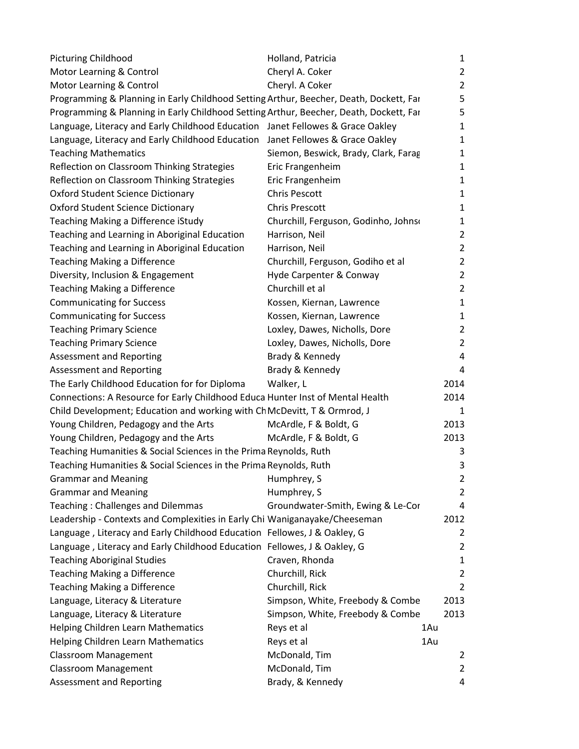| | | | |
|---|---|---|---|
| Picturing Childhood | Holland, Patricia | | 1 |
| Motor Learning & Control | Cheryl A. Coker | | 2 |
| Motor Learning & Control | Cheryl. A Coker | | 2 |
| Programming & Planning in Early Childhood Setting | Arthur, Beecher, Death, Dockett, Far | | 5 |
| Programming & Planning in Early Childhood Setting | Arthur, Beecher, Death, Dockett, Far | | 5 |
| Language, Literacy and Early Childhood Education | Janet Fellowes & Grace Oakley | | 1 |
| Language, Literacy and Early Childhood Education | Janet Fellowes & Grace Oakley | | 1 |
| Teaching Mathematics | Siemon, Beswick, Brady, Clark, Farag | | 1 |
| Reflection on Classroom Thinking Strategies | Eric Frangenheim | | 1 |
| Reflection on Classroom Thinking Strategies | Eric Frangenheim | | 1 |
| Oxford Student Science Dictionary | Chris Pescott | | 1 |
| Oxford Student Science Dictionary | Chris Prescott | | 1 |
| Teaching Making a Difference iStudy | Churchill, Ferguson, Godinho, Johns | | 1 |
| Teaching and Learning in Aboriginal Education | Harrison, Neil | | 2 |
| Teaching and Learning in Aboriginal Education | Harrison, Neil | | 2 |
| Teaching Making a Difference | Churchill, Ferguson, Godiho et al | | 2 |
| Diversity, Inclusion & Engagement | Hyde Carpenter & Conway | | 2 |
| Teaching Making a Difference | Churchill et al | | 2 |
| Communicating for Success | Kossen, Kiernan, Lawrence | | 1 |
| Communicating for Success | Kossen, Kiernan, Lawrence | | 1 |
| Teaching Primary Science | Loxley, Dawes, Nicholls, Dore | | 2 |
| Teaching Primary Science | Loxley, Dawes, Nicholls, Dore | | 2 |
| Assessment and Reporting | Brady & Kennedy | | 4 |
| Assessment and Reporting | Brady & Kennedy | | 4 |
| The Early Childhood Education for for Diploma | Walker, L | | 2014 |
| Connections: A Resource for Early Childhood Educa | Hunter Inst of Mental Health | | 2014 |
| Child Development; Education and working with Ch | McDevitt, T & Ormrod, J | | 1 |
| Young Children, Pedagogy and the Arts | McArdle, F & Boldt, G | | 2013 |
| Young Children, Pedagogy and the Arts | McArdle, F & Boldt, G | | 2013 |
| Teaching Humanities & Social Sciences in the Prima | Reynolds, Ruth | | 3 |
| Teaching Humanities & Social Sciences in the Prima | Reynolds, Ruth | | 3 |
| Grammar and Meaning | Humphrey, S | | 2 |
| Grammar and Meaning | Humphrey, S | | 2 |
| Teaching : Challenges and Dilemmas | Groundwater-Smith, Ewing & Le-Cor | | 4 |
| Leadership - Contexts and Complexities in Early Chi | Waniganayake/Cheeseman | | 2012 |
| Language , Literacy and Early Childhood Education | Fellowes, J & Oakley, G | | 2 |
| Language , Literacy and Early Childhood Education | Fellowes, J & Oakley, G | | 2 |
| Teaching Aboriginal Studies | Craven, Rhonda | | 1 |
| Teaching Making a Difference | Churchill, Rick | | 2 |
| Teaching Making a Difference | Churchill, Rick | | 2 |
| Language, Literacy & Literature | Simpson, White, Freebody & Combe | | 2013 |
| Language, Literacy & Literature | Simpson, White, Freebody & Combe | | 2013 |
| Helping Children Learn Mathematics | Reys et al | 1Au | |
| Helping Children Learn Mathematics | Reys et al | 1Au | |
| Classroom Management | McDonald, Tim | | 2 |
| Classroom Management | McDonald, Tim | | 2 |
| Assessment and Reporting | Brady, & Kennedy | | 4 |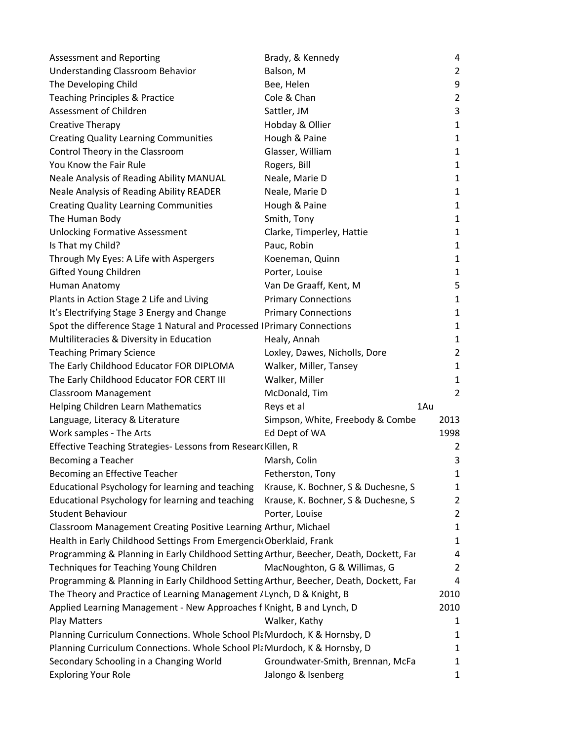| | | |
|---|---|---|
| Assessment and Reporting | Brady, & Kennedy | 4 |
| Understanding Classroom Behavior | Balson, M | 2 |
| The Developing Child | Bee, Helen | 9 |
| Teaching Principles & Practice | Cole & Chan | 2 |
| Assessment of Children | Sattler, JM | 3 |
| Creative Therapy | Hobday & Ollier | 1 |
| Creating Quality Learning Communities | Hough & Paine | 1 |
| Control Theory in the Classroom | Glasser, William | 1 |
| You Know the Fair Rule | Rogers, Bill | 1 |
| Neale Analysis of Reading Ability MANUAL | Neale, Marie D | 1 |
| Neale Analysis of Reading Ability READER | Neale, Marie D | 1 |
| Creating Quality Learning Communities | Hough & Paine | 1 |
| The Human Body | Smith, Tony | 1 |
| Unlocking Formative Assessment | Clarke, Timperley, Hattie | 1 |
| Is That my Child? | Pauc, Robin | 1 |
| Through My Eyes: A Life with Aspergers | Koeneman, Quinn | 1 |
| Gifted Young Children | Porter, Louise | 1 |
| Human Anatomy | Van De Graaff, Kent, M | 5 |
| Plants in Action Stage 2 Life and Living | Primary Connections | 1 |
| It's Electrifying Stage 3 Energy and Change | Primary Connections | 1 |
| Spot the difference Stage 1 Natural and Processed I | Primary Connections | 1 |
| Multiliteracies & Diversity in Education | Healy, Annah | 1 |
| Teaching Primary Science | Loxley, Dawes, Nicholls, Dore | 2 |
| The Early Childhood Educator FOR DIPLOMA | Walker, Miller, Tansey | 1 |
| The Early Childhood Educator FOR CERT III | Walker, Miller | 1 |
| Classroom Management | McDonald, Tim | 2 |
| Helping Children Learn Mathematics | Reys et al | 1Au |
| Language, Literacy & Literature | Simpson, White, Freebody & Combe | 2013 |
| Work samples - The Arts | Ed Dept of WA | 1998 |
| Effective Teaching Strategies- Lessons from Researc | Killen, R | 2 |
| Becoming a Teacher | Marsh, Colin | 3 |
| Becoming an Effective Teacher | Fetherston, Tony | 1 |
| Educational Psychology for learning and teaching | Krause, K. Bochner, S & Duchesne, S | 1 |
| Educational Psychology for learning and teaching | Krause, K. Bochner, S & Duchesne, S | 2 |
| Student Behaviour | Porter, Louise | 2 |
| Classroom Management Creating Positive Learning | Arthur, Michael | 1 |
| Health in Early Childhood Settings From Emergenci | Oberklaid, Frank | 1 |
| Programming & Planning in Early Childhood Setting | Arthur, Beecher, Death, Dockett, Far | 4 |
| Techniques for Teaching Young Children | MacNoughton, G & Willimas, G | 2 |
| Programming & Planning in Early Childhood Setting | Arthur, Beecher, Death, Dockett, Far | 4 |
| The Theory and Practice of Learning Management / | Lynch, D & Knight, B | 2010 |
| Applied Learning Management - New Approaches f | Knight, B and Lynch, D | 2010 |
| Play Matters | Walker, Kathy | 1 |
| Planning Curriculum Connections. Whole School Pla | Murdoch, K & Hornsby, D | 1 |
| Planning Curriculum Connections. Whole School Pla | Murdoch, K & Hornsby, D | 1 |
| Secondary Schooling in a Changing World | Groundwater-Smith, Brennan, McFa | 1 |
| Exploring Your Role | Jalongo & Isenberg | 1 |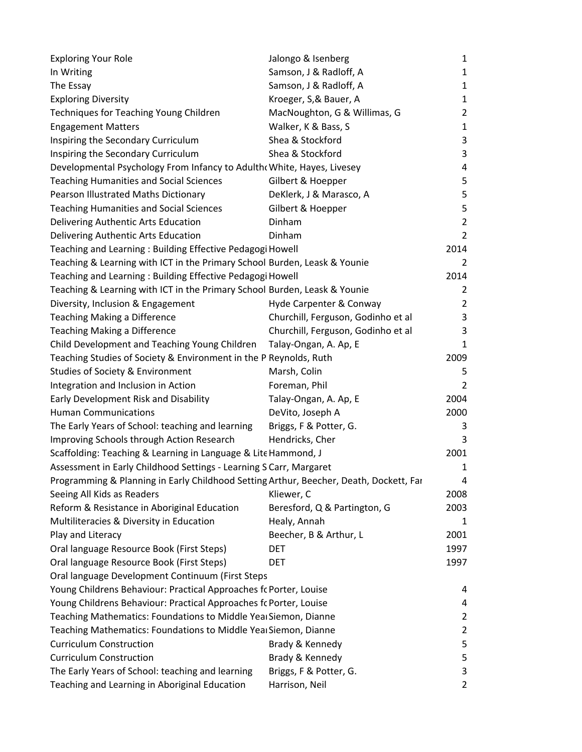| Title | Author | Edition/Year |
|---|---|---|
| Exploring Your Role | Jalongo & Isenberg | 1 |
| In Writing | Samson, J & Radloff, A | 1 |
| The Essay | Samson, J & Radloff, A | 1 |
| Exploring Diversity | Kroeger, S,& Bauer, A | 1 |
| Techniques for Teaching Young Children | MacNoughton, G & Willimas, G | 2 |
| Engagement Matters | Walker, K & Bass, S | 1 |
| Inspiring the Secondary Curriculum | Shea & Stockford | 3 |
| Inspiring the Secondary Curriculum | Shea & Stockford | 3 |
| Developmental Psychology From Infancy to Adulth | White, Hayes, Livesey | 4 |
| Teaching Humanities and Social Sciences | Gilbert & Hoepper | 5 |
| Pearson Illustrated Maths Dictionary | DeKlerk, J & Marasco, A | 5 |
| Teaching Humanities and Social Sciences | Gilbert & Hoepper | 5 |
| Delivering Authentic Arts Education | Dinham | 2 |
| Delivering Authentic Arts Education | Dinham | 2 |
| Teaching and Learning : Building Effective Pedagogi | Howell | 2014 |
| Teaching & Learning with ICT in the Primary School | Burden, Leask & Younie | 2 |
| Teaching and Learning : Building Effective Pedagogi | Howell | 2014 |
| Teaching & Learning with ICT in the Primary School | Burden, Leask & Younie | 2 |
| Diversity, Inclusion & Engagement | Hyde Carpenter & Conway | 2 |
| Teaching Making a Difference | Churchill, Ferguson, Godinho et al | 3 |
| Teaching Making a Difference | Churchill, Ferguson, Godinho et al | 3 |
| Child Development and Teaching Young Children | Talay-Ongan, A. Ap, E | 1 |
| Teaching Studies of Society & Environment in the P | Reynolds, Ruth | 2009 |
| Studies of Society & Environment | Marsh, Colin | 5 |
| Integration and Inclusion in Action | Foreman, Phil | 2 |
| Early Development Risk and Disability | Talay-Ongan, A. Ap, E | 2004 |
| Human Communications | DeVito, Joseph A | 2000 |
| The Early Years of School: teaching and learning | Briggs, F & Potter, G. | 3 |
| Improving Schools through Action Research | Hendricks, Cher | 3 |
| Scaffolding: Teaching & Learning in Language & Lite | Hammond, J | 2001 |
| Assessment in Early Childhood Settings - Learning S | Carr, Margaret | 1 |
| Programming & Planning in Early Childhood Setting | Arthur, Beecher, Death, Dockett, Far | 4 |
| Seeing All Kids as Readers | Kliewer, C | 2008 |
| Reform & Resistance in Aboriginal Education | Beresford, Q & Partington, G | 2003 |
| Multiliteracies & Diversity in Education | Healy, Annah | 1 |
| Play and Literacy | Beecher, B & Arthur, L | 2001 |
| Oral language Resource Book (First Steps) | DET | 1997 |
| Oral language Resource Book (First Steps) | DET | 1997 |
| Oral language Development Continuum (First Steps | | |
| Young Childrens Behaviour: Practical Approaches fc | Porter, Louise | 4 |
| Young Childrens Behaviour: Practical Approaches fc | Porter, Louise | 4 |
| Teaching Mathematics: Foundations to Middle Year | Siemon, Dianne | 2 |
| Teaching Mathematics: Foundations to Middle Year | Siemon, Dianne | 2 |
| Curriculum Construction | Brady & Kennedy | 5 |
| Curriculum Construction | Brady & Kennedy | 5 |
| The Early Years of School: teaching and learning | Briggs, F & Potter, G. | 3 |
| Teaching and Learning in Aboriginal Education | Harrison, Neil | 2 |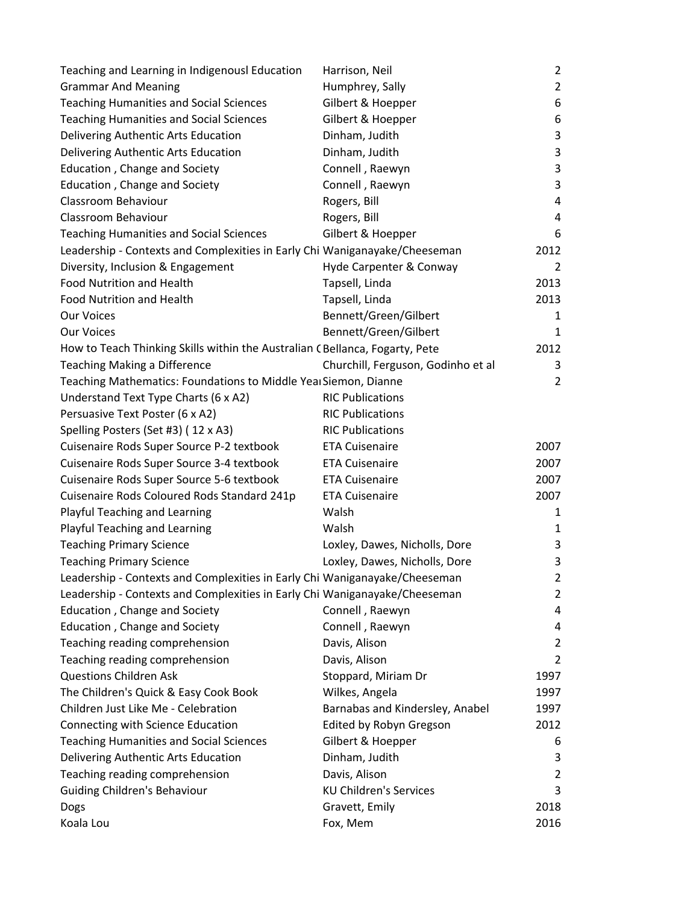| | | |
|---|---|---|
| Teaching and Learning in Indigenousl Education | Harrison, Neil | 2 |
| Grammar And Meaning | Humphrey, Sally | 2 |
| Teaching Humanities and Social Sciences | Gilbert & Hoepper | 6 |
| Teaching Humanities and Social Sciences | Gilbert & Hoepper | 6 |
| Delivering Authentic Arts Education | Dinham, Judith | 3 |
| Delivering Authentic Arts Education | Dinham, Judith | 3 |
| Education , Change and Society | Connell , Raewyn | 3 |
| Education , Change and Society | Connell , Raewyn | 3 |
| Classroom Behaviour | Rogers, Bill | 4 |
| Classroom Behaviour | Rogers, Bill | 4 |
| Teaching Humanities and Social Sciences | Gilbert & Hoepper | 6 |
| Leadership - Contexts and Complexities in Early Chi | Waniganayake/Cheeseman | 2012 |
| Diversity, Inclusion & Engagement | Hyde Carpenter & Conway | 2 |
| Food Nutrition and Health | Tapsell, Linda | 2013 |
| Food Nutrition and Health | Tapsell, Linda | 2013 |
| Our Voices | Bennett/Green/Gilbert | 1 |
| Our Voices | Bennett/Green/Gilbert | 1 |
| How to Teach Thinking Skills within the Australian ( | Bellanca, Fogarty, Pete | 2012 |
| Teaching Making a Difference | Churchill, Ferguson, Godinho et al | 3 |
| Teaching Mathematics: Foundations to Middle Yea | Siemon, Dianne | 2 |
| Understand Text Type Charts (6 x A2) | RIC Publications | |
| Persuasive Text Poster (6 x A2) | RIC Publications | |
| Spelling Posters (Set #3) ( 12 x A3) | RIC Publications | |
| Cuisenaire Rods Super Source P-2 textbook | ETA Cuisenaire | 2007 |
| Cuisenaire Rods Super Source 3-4 textbook | ETA Cuisenaire | 2007 |
| Cuisenaire Rods Super Source 5-6 textbook | ETA Cuisenaire | 2007 |
| Cuisenaire Rods Coloured Rods Standard 241p | ETA Cuisenaire | 2007 |
| Playful Teaching and Learning | Walsh | 1 |
| Playful Teaching and Learning | Walsh | 1 |
| Teaching Primary Science | Loxley, Dawes, Nicholls, Dore | 3 |
| Teaching Primary Science | Loxley, Dawes, Nicholls, Dore | 3 |
| Leadership - Contexts and Complexities in Early Chi | Waniganayake/Cheeseman | 2 |
| Leadership - Contexts and Complexities in Early Chi | Waniganayake/Cheeseman | 2 |
| Education , Change and Society | Connell , Raewyn | 4 |
| Education , Change and Society | Connell , Raewyn | 4 |
| Teaching reading comprehension | Davis, Alison | 2 |
| Teaching reading comprehension | Davis, Alison | 2 |
| Questions Children Ask | Stoppard, Miriam Dr | 1997 |
| The Children's Quick & Easy Cook Book | Wilkes, Angela | 1997 |
| Children Just Like Me - Celebration | Barnabas and Kindersley, Anabel | 1997 |
| Connecting with Science Education | Edited by Robyn Gregson | 2012 |
| Teaching Humanities and Social Sciences | Gilbert & Hoepper | 6 |
| Delivering Authentic Arts Education | Dinham, Judith | 3 |
| Teaching reading comprehension | Davis, Alison | 2 |
| Guiding Children's Behaviour | KU Children's Services | 3 |
| Dogs | Gravett, Emily | 2018 |
| Koala Lou | Fox, Mem | 2016 |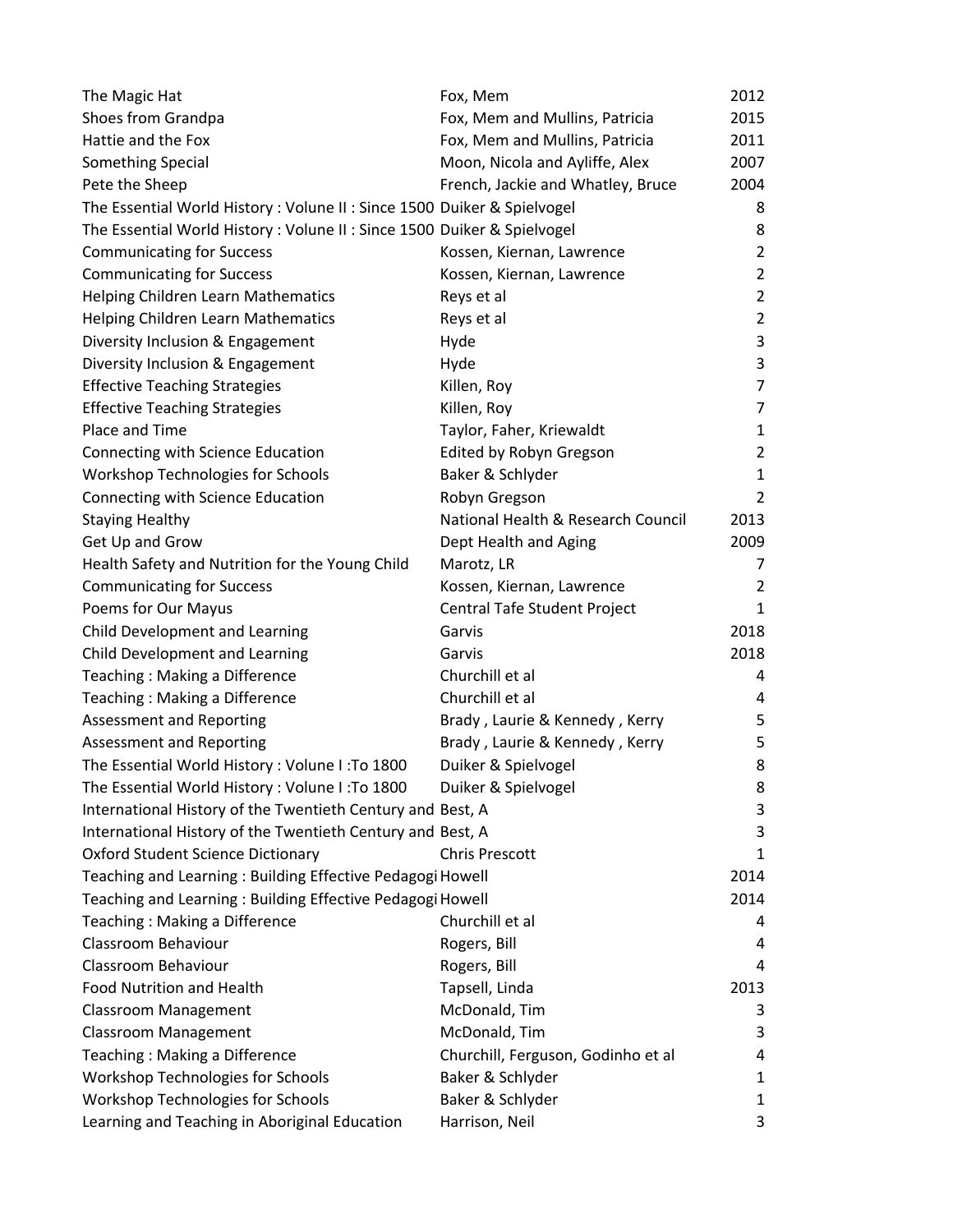| | | |
|---|---|---|
| The Magic Hat | Fox, Mem | 2012 |
| Shoes from Grandpa | Fox, Mem and Mullins, Patricia | 2015 |
| Hattie and the Fox | Fox, Mem and Mullins, Patricia | 2011 |
| Something Special | Moon, Nicola and Ayliffe, Alex | 2007 |
| Pete the Sheep | French, Jackie and Whatley, Bruce | 2004 |
| The Essential World History : Volume II : Since 1500 | Duiker & Spielvogel | 8 |
| The Essential World History : Volume II : Since 1500 | Duiker & Spielvogel | 8 |
| Communicating for Success | Kossen, Kiernan, Lawrence | 2 |
| Communicating for Success | Kossen, Kiernan, Lawrence | 2 |
| Helping Children Learn Mathematics | Reys et al | 2 |
| Helping Children Learn Mathematics | Reys et al | 2 |
| Diversity Inclusion & Engagement | Hyde | 3 |
| Diversity Inclusion & Engagement | Hyde | 3 |
| Effective Teaching Strategies | Killen, Roy | 7 |
| Effective Teaching Strategies | Killen, Roy | 7 |
| Place and Time | Taylor, Faher, Kriewaldt | 1 |
| Connecting with Science Education | Edited by Robyn Gregson | 2 |
| Workshop Technologies for Schools | Baker & Schlyder | 1 |
| Connecting with Science Education | Robyn Gregson | 2 |
| Staying Healthy | National Health & Research Council | 2013 |
| Get Up and Grow | Dept Health and Aging | 2009 |
| Health Safety and Nutrition for the Young Child | Marotz, LR | 7 |
| Communicating for Success | Kossen, Kiernan, Lawrence | 2 |
| Poems for Our Mayus | Central Tafe Student Project | 1 |
| Child Development and Learning | Garvis | 2018 |
| Child Development and Learning | Garvis | 2018 |
| Teaching : Making a Difference | Churchill et al | 4 |
| Teaching : Making a Difference | Churchill et al | 4 |
| Assessment and Reporting | Brady , Laurie & Kennedy , Kerry | 5 |
| Assessment and Reporting | Brady , Laurie & Kennedy , Kerry | 5 |
| The Essential World History : Volume I :To 1800 | Duiker & Spielvogel | 8 |
| The Essential World History : Volume I :To 1800 | Duiker & Spielvogel | 8 |
| International History of the Twentieth Century and | Best, A | 3 |
| International History of the Twentieth Century and | Best, A | 3 |
| Oxford Student Science Dictionary | Chris Prescott | 1 |
| Teaching and Learning : Building Effective Pedagogi | Howell | 2014 |
| Teaching and Learning : Building Effective Pedagogi | Howell | 2014 |
| Teaching : Making a Difference | Churchill et al | 4 |
| Classroom Behaviour | Rogers, Bill | 4 |
| Classroom Behaviour | Rogers, Bill | 4 |
| Food Nutrition and Health | Tapsell, Linda | 2013 |
| Classroom Management | McDonald, Tim | 3 |
| Classroom Management | McDonald, Tim | 3 |
| Teaching : Making a Difference | Churchill, Ferguson, Godinho et al | 4 |
| Workshop Technologies for Schools | Baker & Schlyder | 1 |
| Workshop Technologies for Schools | Baker & Schlyder | 1 |
| Learning and Teaching in Aboriginal Education | Harrison, Neil | 3 |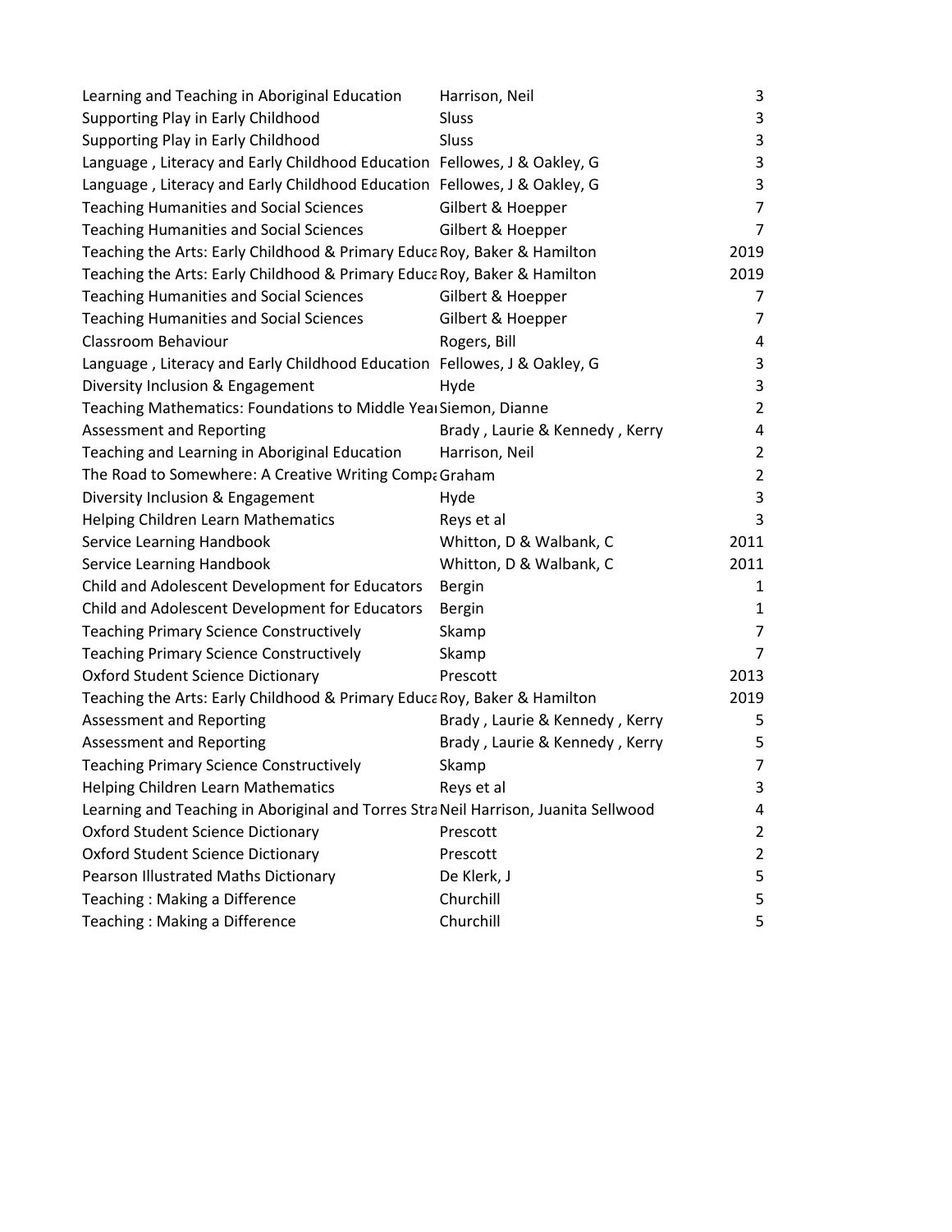| | | |
|---|---|---|
| Learning and Teaching in Aboriginal Education | Harrison, Neil | 3 |
| Supporting Play in Early Childhood | Sluss | 3 |
| Supporting Play in Early Childhood | Sluss | 3 |
| Language , Literacy and Early Childhood Education | Fellowes, J & Oakley, G | 3 |
| Language , Literacy and Early Childhood Education | Fellowes, J & Oakley, G | 3 |
| Teaching Humanities and Social Sciences | Gilbert & Hoepper | 7 |
| Teaching Humanities and Social Sciences | Gilbert & Hoepper | 7 |
| Teaching the Arts: Early Childhood & Primary Educa | Roy, Baker & Hamilton | 2019 |
| Teaching the Arts: Early Childhood & Primary Educa | Roy, Baker & Hamilton | 2019 |
| Teaching Humanities and Social Sciences | Gilbert & Hoepper | 7 |
| Teaching Humanities and Social Sciences | Gilbert & Hoepper | 7 |
| Classroom Behaviour | Rogers, Bill | 4 |
| Language , Literacy and Early Childhood Education | Fellowes, J & Oakley, G | 3 |
| Diversity Inclusion & Engagement | Hyde | 3 |
| Teaching Mathematics: Foundations to Middle Year | Siemon, Dianne | 2 |
| Assessment and Reporting | Brady , Laurie & Kennedy , Kerry | 4 |
| Teaching and Learning in Aboriginal Education | Harrison, Neil | 2 |
| The Road to Somewhere: A Creative Writing Compa | Graham | 2 |
| Diversity Inclusion & Engagement | Hyde | 3 |
| Helping Children Learn Mathematics | Reys et al | 3 |
| Service Learning Handbook | Whitton, D & Walbank, C | 2011 |
| Service Learning Handbook | Whitton, D & Walbank, C | 2011 |
| Child and Adolescent Development for Educators | Bergin | 1 |
| Child and Adolescent Development for Educators | Bergin | 1 |
| Teaching Primary Science Constructively | Skamp | 7 |
| Teaching Primary Science Constructively | Skamp | 7 |
| Oxford Student Science Dictionary | Prescott | 2013 |
| Teaching the Arts: Early Childhood & Primary Educa | Roy, Baker & Hamilton | 2019 |
| Assessment and Reporting | Brady , Laurie & Kennedy , Kerry | 5 |
| Assessment and Reporting | Brady , Laurie & Kennedy , Kerry | 5 |
| Teaching Primary Science Constructively | Skamp | 7 |
| Helping Children Learn Mathematics | Reys et al | 3 |
| Learning and Teaching in Aboriginal and Torres Stra | Neil Harrison, Juanita Sellwood | 4 |
| Oxford Student Science Dictionary | Prescott | 2 |
| Oxford Student Science Dictionary | Prescott | 2 |
| Pearson Illustrated Maths Dictionary | De Klerk, J | 5 |
| Teaching : Making a Difference | Churchill | 5 |
| Teaching : Making a Difference | Churchill | 5 |